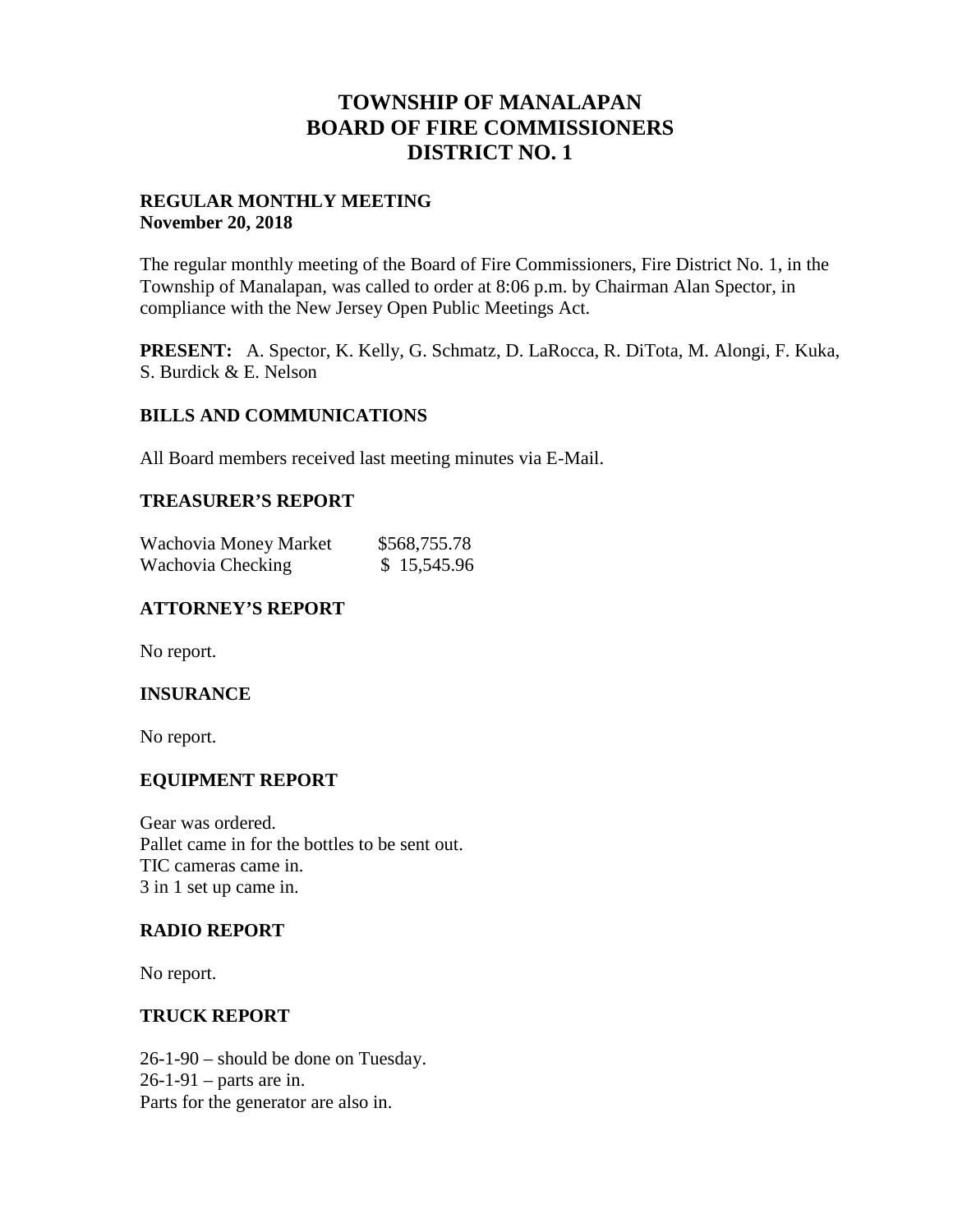# TOWNSHIP OF MANALAPAN
# BOARD OF FIRE COMMISSIONERS
# DISTRICT NO. 1

**REGULAR MONTHLY MEETING**
**November 20, 2018**

The regular monthly meeting of the Board of Fire Commissioners, Fire District No. 1, in the Township of Manalapan, was called to order at 8:06 p.m. by Chairman Alan Spector, in compliance with the New Jersey Open Public Meetings Act.

**PRESENT:** A. Spector, K. Kelly, G. Schmatz, D. LaRocca, R. DiTota, M. Alongi, F. Kuka, S. Burdick & E. Nelson

## BILLS AND COMMUNICATIONS

All Board members received last meeting minutes via E-Mail.

## TREASURER'S REPORT

| | |
|---|---|
| Wachovia Money Market | $568,755.78 |
| Wachovia Checking | $ 15,545.96 |

## ATTORNEY'S REPORT

No report.

## INSURANCE

No report.

## EQUIPMENT REPORT

Gear was ordered.
Pallet came in for the bottles to be sent out.
TIC cameras came in.
3 in 1 set up came in.

## RADIO REPORT

No report.

## TRUCK REPORT

26-1-90 – should be done on Tuesday.
26-1-91 – parts are in.
Parts for the generator are also in.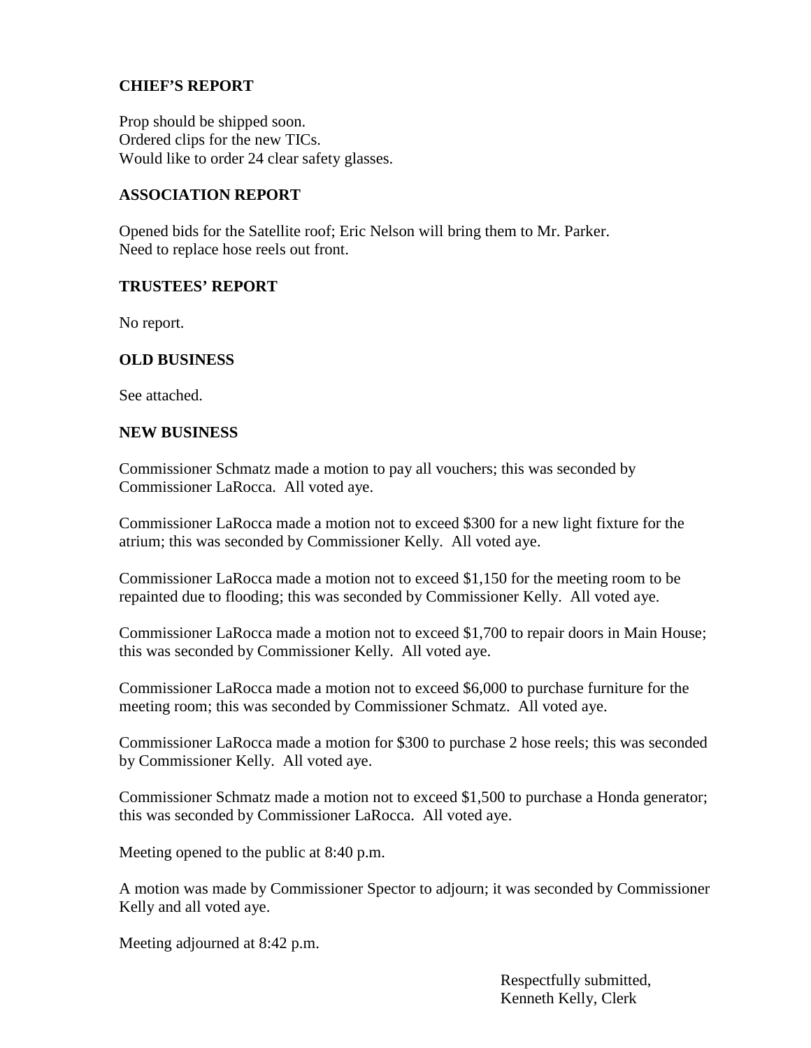## CHIEF'S REPORT

Prop should be shipped soon.
Ordered clips for the new TICs.
Would like to order 24 clear safety glasses.

## ASSOCIATION REPORT

Opened bids for the Satellite roof; Eric Nelson will bring them to Mr. Parker.
Need to replace hose reels out front.

## TRUSTEES' REPORT

No report.

## OLD BUSINESS

See attached.

## NEW BUSINESS

Commissioner Schmatz made a motion to pay all vouchers; this was seconded by Commissioner LaRocca. All voted aye.

Commissioner LaRocca made a motion not to exceed $300 for a new light fixture for the atrium; this was seconded by Commissioner Kelly. All voted aye.

Commissioner LaRocca made a motion not to exceed $1,150 for the meeting room to be repainted due to flooding; this was seconded by Commissioner Kelly. All voted aye.

Commissioner LaRocca made a motion not to exceed $1,700 to repair doors in Main House; this was seconded by Commissioner Kelly. All voted aye.

Commissioner LaRocca made a motion not to exceed $6,000 to purchase furniture for the meeting room; this was seconded by Commissioner Schmatz. All voted aye.

Commissioner LaRocca made a motion for $300 to purchase 2 hose reels; this was seconded by Commissioner Kelly. All voted aye.

Commissioner Schmatz made a motion not to exceed $1,500 to purchase a Honda generator; this was seconded by Commissioner LaRocca. All voted aye.

Meeting opened to the public at 8:40 p.m.

A motion was made by Commissioner Spector to adjourn; it was seconded by Commissioner Kelly and all voted aye.

Meeting adjourned at 8:42 p.m.

Respectfully submitted,
Kenneth Kelly, Clerk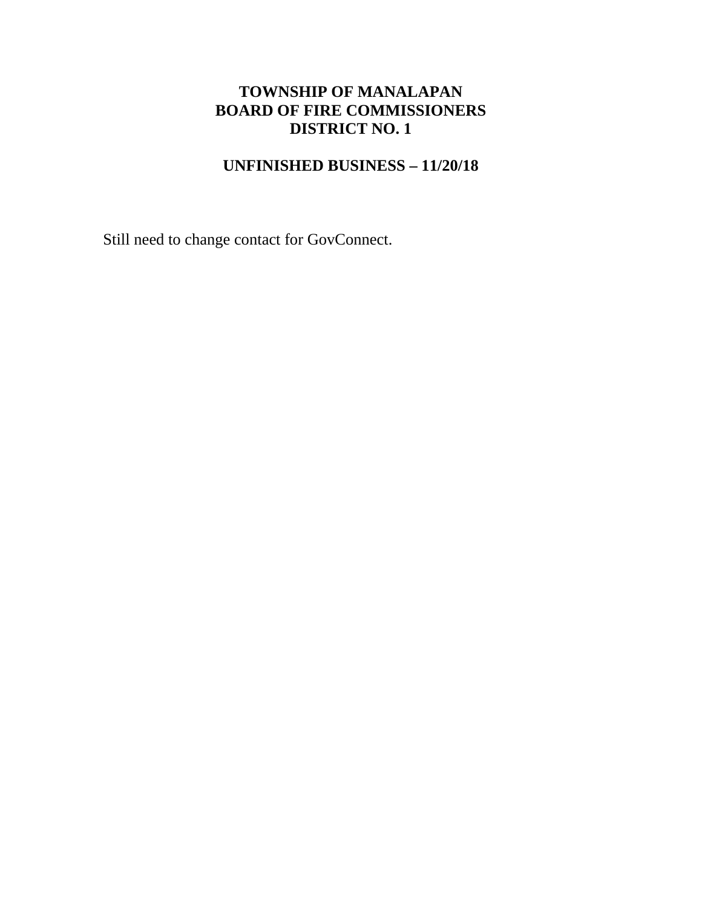**TOWNSHIP OF MANALAPAN**
**BOARD OF FIRE COMMISSIONERS**
**DISTRICT NO. 1**

**UNFINISHED BUSINESS – 11/20/18**

Still need to change contact for GovConnect.